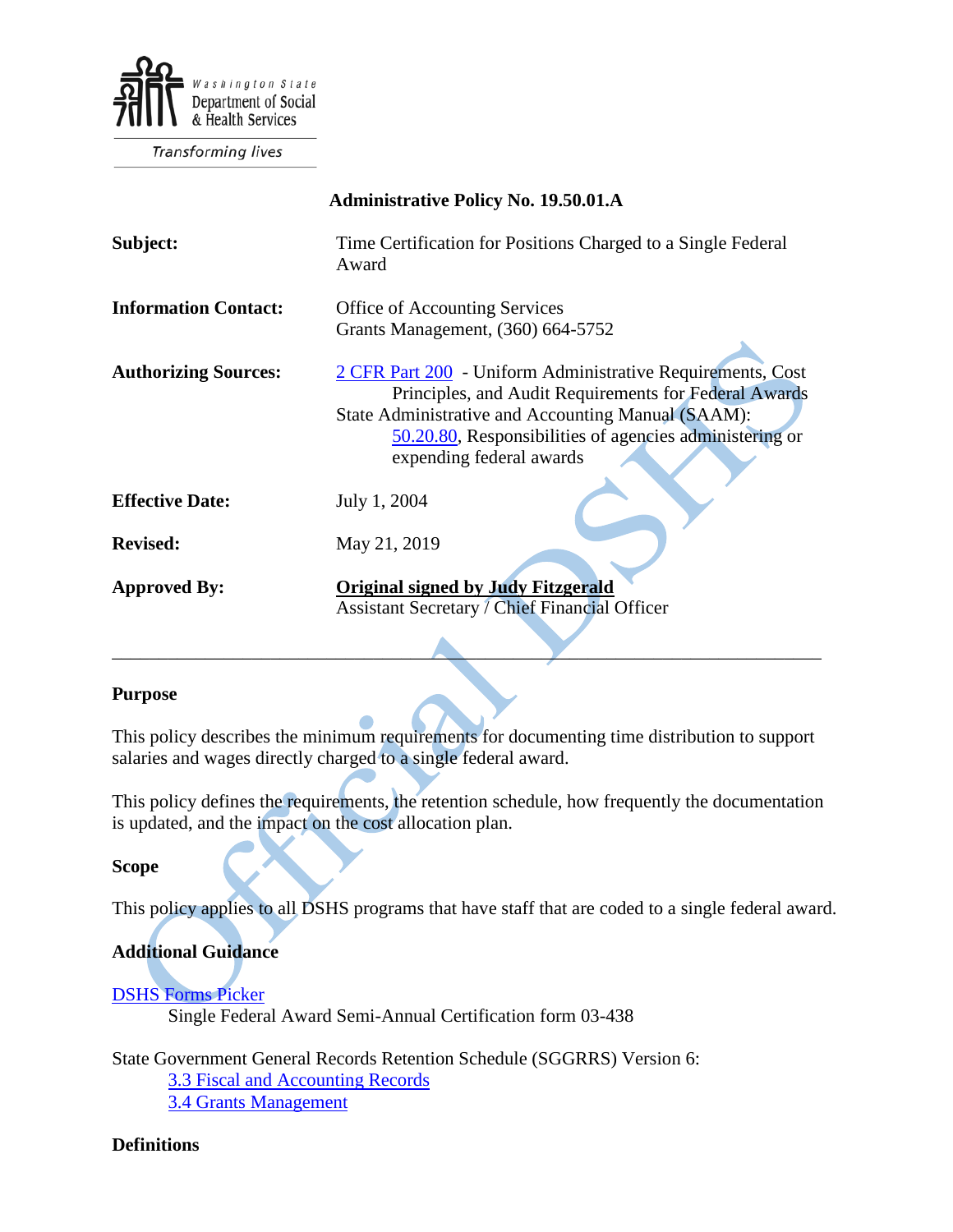Washington State Department of Social & Health Services

Transforming lives

**Administrative Policy No. 19.50.01.A**

| | |
|---|---|
| **Subject:** | Time Certification for Positions Charged to a Single Federal Award |
| **Information Contact:** | Office of Accounting Services<br>Grants Management, (360) 664-5752 |
| **Authorizing Sources:** | 2 CFR Part 200 - Uniform Administrative Requirements, Cost Principles, and Audit Requirements for Federal Awards<br>State Administrative and Accounting Manual (SAAM):<br>50.20.80, Responsibilities of agencies administering or expending federal awards |
| **Effective Date:** | July 1, 2004 |
| **Revised:** | May 21, 2019 |
| **Approved By:** | **Original signed by Judy Fitzgerald**<br>Assistant Secretary / Chief Financial Officer |

---

## Purpose

This policy describes the minimum requirements for documenting time distribution to support salaries and wages directly charged to a single federal award.

This policy defines the requirements, the retention schedule, how frequently the documentation is updated, and the impact on the cost allocation plan.

## Scope

This policy applies to all DSHS programs that have staff that are coded to a single federal award.

## Additional Guidance

DSHS Forms Picker

Single Federal Award Semi-Annual Certification form 03-438

State Government General Records Retention Schedule (SGGRRS) Version 6:

3.3 Fiscal and Accounting Records

3.4 Grants Management

## Definitions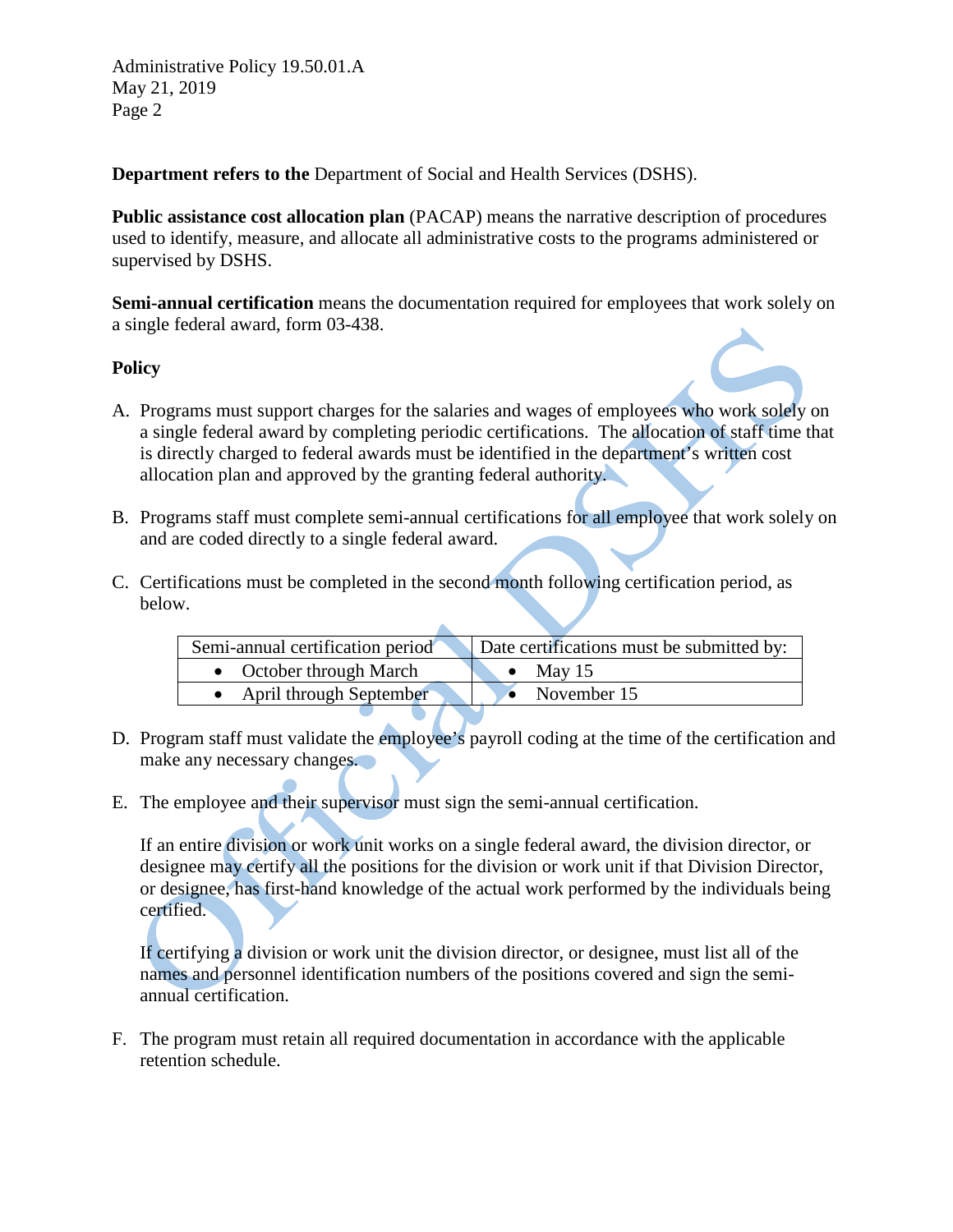**Department refers to the** Department of Social and Health Services (DSHS).

**Public assistance cost allocation plan** (PACAP) means the narrative description of procedures used to identify, measure, and allocate all administrative costs to the programs administered or supervised by DSHS.

**Semi-annual certification** means the documentation required for employees that work solely on a single federal award, form 03-438.

**Policy**

A. Programs must support charges for the salaries and wages of employees who work solely on a single federal award by completing periodic certifications. The allocation of staff time that is directly charged to federal awards must be identified in the department's written cost allocation plan and approved by the granting federal authority.

B. Programs staff must complete semi-annual certifications for all employee that work solely on and are coded directly to a single federal award.

C. Certifications must be completed in the second month following certification period, as below.

| Semi-annual certification period | Date certifications must be submitted by: |
|---|---|
| • October through March | • May 15 |
| • April through September | • November 15 |

D. Program staff must validate the employee's payroll coding at the time of the certification and make any necessary changes.

E. The employee and their supervisor must sign the semi-annual certification.

   If an entire division or work unit works on a single federal award, the division director, or designee may certify all the positions for the division or work unit if that Division Director, or designee, has first-hand knowledge of the actual work performed by the individuals being certified.

   If certifying a division or work unit the division director, or designee, must list all of the names and personnel identification numbers of the positions covered and sign the semi-annual certification.

F. The program must retain all required documentation in accordance with the applicable retention schedule.